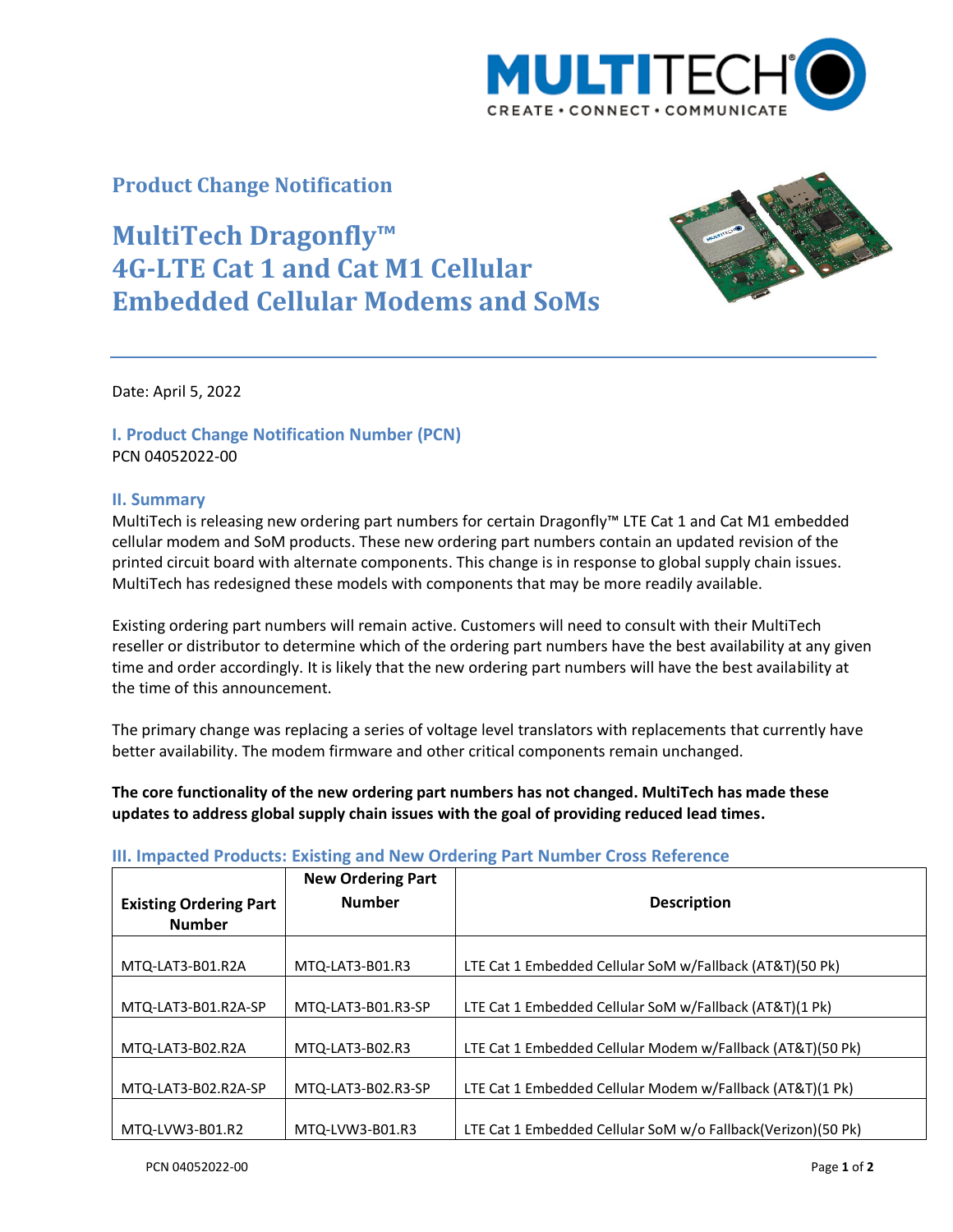## Product Change Notification

# MultiTech Dragonfly™ 4G-LTE Cat 1 and Cat M1 Cellular Embedded Cellular Modems and SoMs

Date: April 5, 2022

### I. Product Change Notification Number (PCN)

PCN 04052022-00

### II. Summary

MultiTech is releasing new ordering part numbers for certain Dragonfly™ LTE Cat 1 and Cat M1 embedded cellular modem and SoM products. These new ordering part numbers contain an updated revision of the printed circuit board with alternate components. This change is in response to global supply chain issues. MultiTech has redesigned these models with components that may be more readily available.

Existing ordering part numbers will remain active. Customers will need to consult with their MultiTech reseller or distributor to determine which of the ordering part numbers have the best availability at any given time and order accordingly. It is likely that the new ordering part numbers will have the best availability at the time of this announcement.

The primary change was replacing a series of voltage level translators with replacements that currently have better availability. The modem firmware and other critical components remain unchanged.

**The core functionality of the new ordering part numbers has not changed. MultiTech has made these updates to address global supply chain issues with the goal of providing reduced lead times.**

### III. Impacted Products: Existing and New Ordering Part Number Cross Reference

| Existing Ordering Part Number | New Ordering Part Number | Description |
|---|---|---|
| MTQ-LAT3-B01.R2A | MTQ-LAT3-B01.R3 | LTE Cat 1 Embedded Cellular SoM w/Fallback (AT&T)(50 Pk) |
| MTQ-LAT3-B01.R2A-SP | MTQ-LAT3-B01.R3-SP | LTE Cat 1 Embedded Cellular SoM w/Fallback (AT&T)(1 Pk) |
| MTQ-LAT3-B02.R2A | MTQ-LAT3-B02.R3 | LTE Cat 1 Embedded Cellular Modem w/Fallback (AT&T)(50 Pk) |
| MTQ-LAT3-B02.R2A-SP | MTQ-LAT3-B02.R3-SP | LTE Cat 1 Embedded Cellular Modem w/Fallback (AT&T)(1 Pk) |
| MTQ-LVW3-B01.R2 | MTQ-LVW3-B01.R3 | LTE Cat 1 Embedded Cellular SoM w/o Fallback(Verizon)(50 Pk) |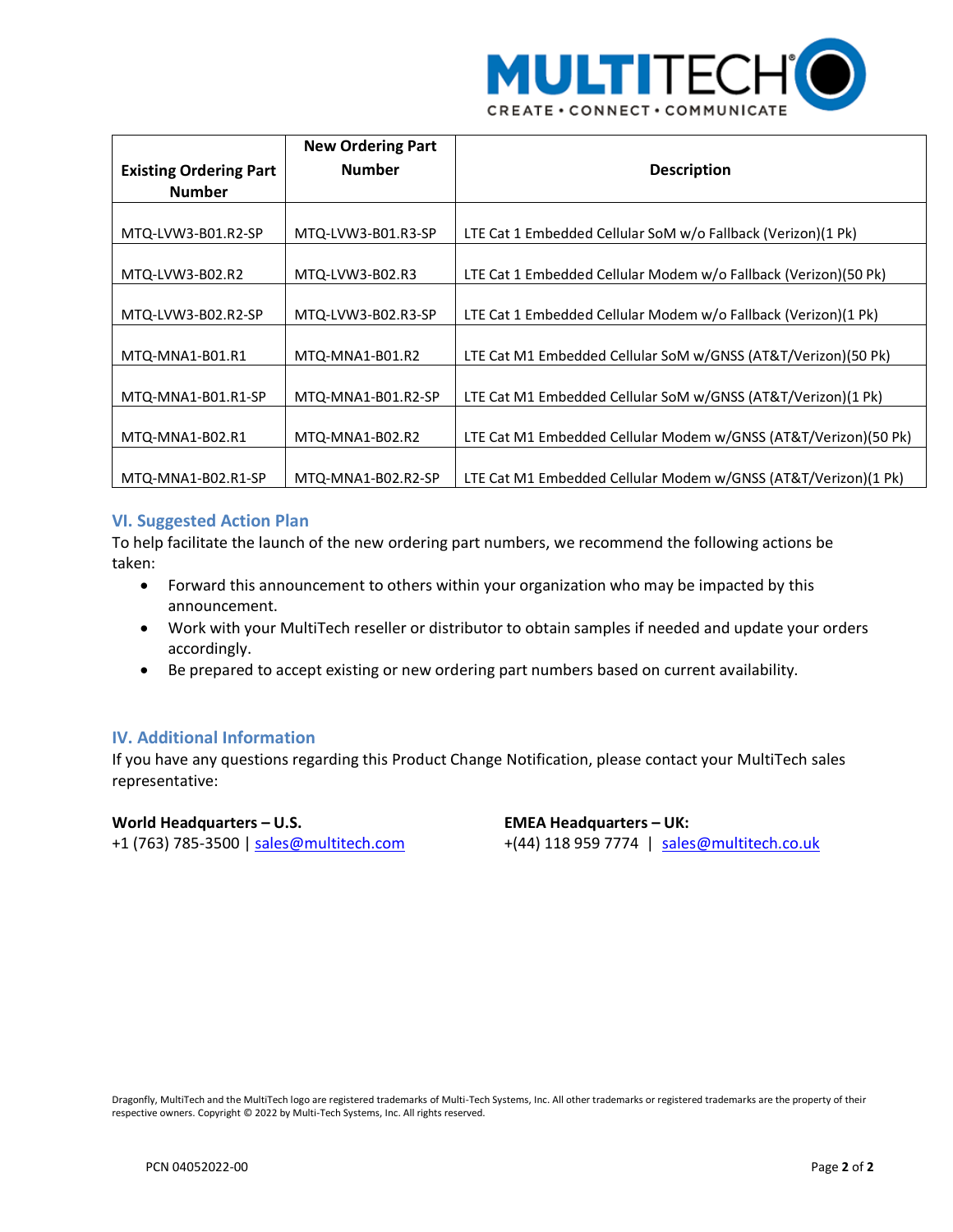| Existing Ordering Part Number | New Ordering Part Number | Description |
|---|---|---|
| MTQ-LVW3-B01.R2-SP | MTQ-LVW3-B01.R3-SP | LTE Cat 1 Embedded Cellular SoM w/o Fallback (Verizon)(1 Pk) |
| MTQ-LVW3-B02.R2 | MTQ-LVW3-B02.R3 | LTE Cat 1 Embedded Cellular Modem w/o Fallback (Verizon)(50 Pk) |
| MTQ-LVW3-B02.R2-SP | MTQ-LVW3-B02.R3-SP | LTE Cat 1 Embedded Cellular Modem w/o Fallback (Verizon)(1 Pk) |
| MTQ-MNA1-B01.R1 | MTQ-MNA1-B01.R2 | LTE Cat M1 Embedded Cellular SoM w/GNSS (AT&T/Verizon)(50 Pk) |
| MTQ-MNA1-B01.R1-SP | MTQ-MNA1-B01.R2-SP | LTE Cat M1 Embedded Cellular SoM w/GNSS (AT&T/Verizon)(1 Pk) |
| MTQ-MNA1-B02.R1 | MTQ-MNA1-B02.R2 | LTE Cat M1 Embedded Cellular Modem w/GNSS (AT&T/Verizon)(50 Pk) |
| MTQ-MNA1-B02.R1-SP | MTQ-MNA1-B02.R2-SP | LTE Cat M1 Embedded Cellular Modem w/GNSS (AT&T/Verizon)(1 Pk) |

## VI. Suggested Action Plan

To help facilitate the launch of the new ordering part numbers, we recommend the following actions be taken:

- Forward this announcement to others within your organization who may be impacted by this announcement.
- Work with your MultiTech reseller or distributor to obtain samples if needed and update your orders accordingly.
- Be prepared to accept existing or new ordering part numbers based on current availability.

## IV. Additional Information

If you have any questions regarding this Product Change Notification, please contact your MultiTech sales representative:

**World Headquarters – U.S.**
+1 (763) 785-3500 | sales@multitech.com

**EMEA Headquarters – UK:**
+(44) 118 959 7774 | sales@multitech.co.uk

Dragonfly, MultiTech and the MultiTech logo are registered trademarks of Multi-Tech Systems, Inc. All other trademarks or registered trademarks are the property of their respective owners. Copyright © 2022 by Multi-Tech Systems, Inc. All rights reserved.

PCN 04052022-00